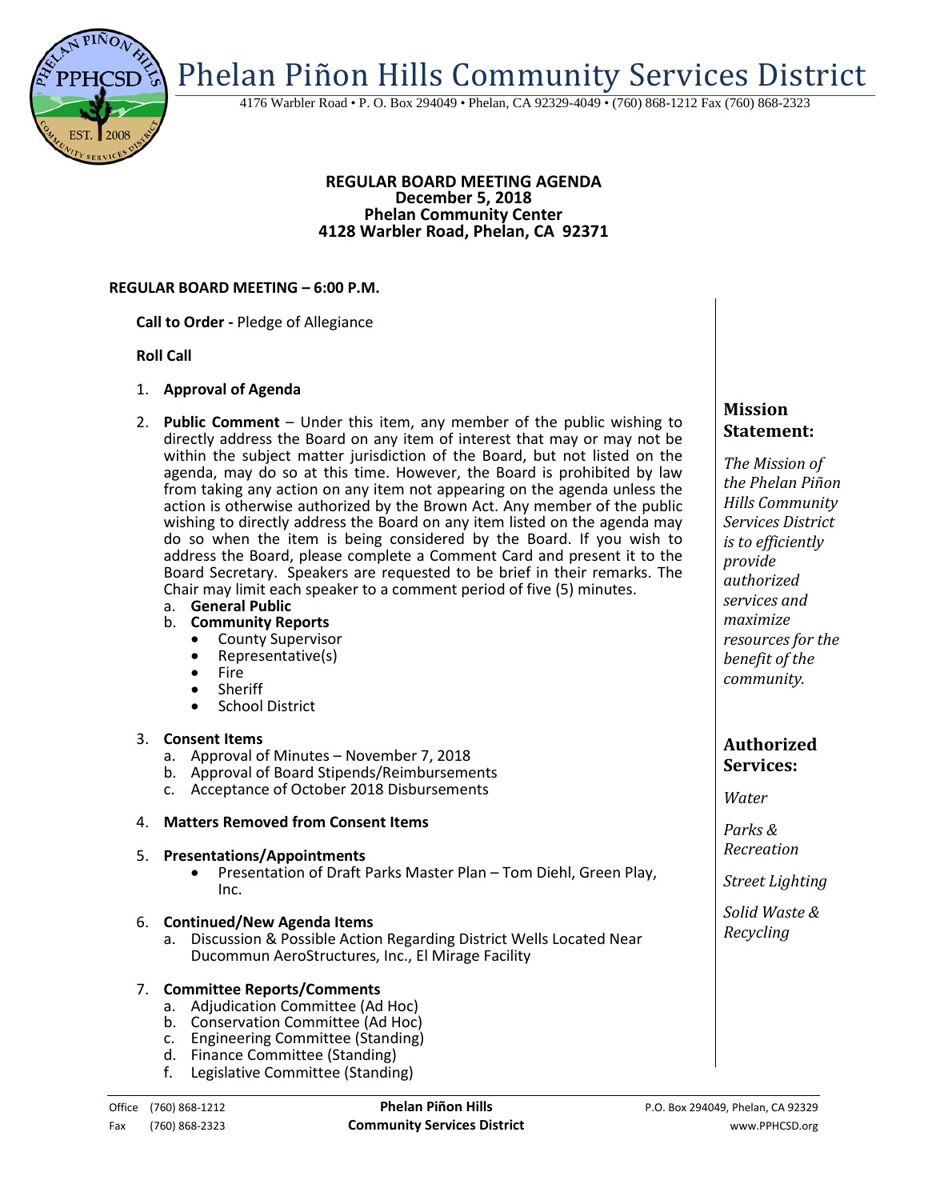# Phelan Piñon Hills Community Services District

4176 Warbler Road • P. O. Box 294049 • Phelan, CA 92329-4049 • (760) 868-1212 Fax (760) 868-2323

**REGULAR BOARD MEETING AGENDA**
**December 5, 2018**
**Phelan Community Center**
**4128 Warbler Road, Phelan, CA 92371**

**REGULAR BOARD MEETING – 6:00 P.M.**

**Call to Order -** Pledge of Allegiance

**Roll Call**

1. **Approval of Agenda**

2. **Public Comment** – Under this item, any member of the public wishing to directly address the Board on any item of interest that may or may not be within the subject matter jurisdiction of the Board, but not listed on the agenda, may do so at this time. However, the Board is prohibited by law from taking any action on any item not appearing on the agenda unless the action is otherwise authorized by the Brown Act. Any member of the public wishing to directly address the Board on any item listed on the agenda may do so when the item is being considered by the Board. If you wish to address the Board, please complete a Comment Card and present it to the Board Secretary. Speakers are requested to be brief in their remarks. The Chair may limit each speaker to a comment period of five (5) minutes.
   a. **General Public**
   b. **Community Reports**
      - County Supervisor
      - Representative(s)
      - Fire
      - Sheriff
      - School District

3. **Consent Items**
   a. Approval of Minutes – November 7, 2018
   b. Approval of Board Stipends/Reimbursements
   c. Acceptance of October 2018 Disbursements

4. **Matters Removed from Consent Items**

5. **Presentations/Appointments**
   - Presentation of Draft Parks Master Plan – Tom Diehl, Green Play, Inc.

6. **Continued/New Agenda Items**
   a. Discussion & Possible Action Regarding District Wells Located Near Ducommun AeroStructures, Inc., El Mirage Facility

7. **Committee Reports/Comments**
   a. Adjudication Committee (Ad Hoc)
   b. Conservation Committee (Ad Hoc)
   c. Engineering Committee (Standing)
   d. Finance Committee (Standing)
   f. Legislative Committee (Standing)

### Mission Statement:

*The Mission of the Phelan Piñon Hills Community Services District is to efficiently provide authorized services and maximize resources for the benefit of the community.*

### Authorized Services:

*Water*

*Parks & Recreation*

*Street Lighting*

*Solid Waste & Recycling*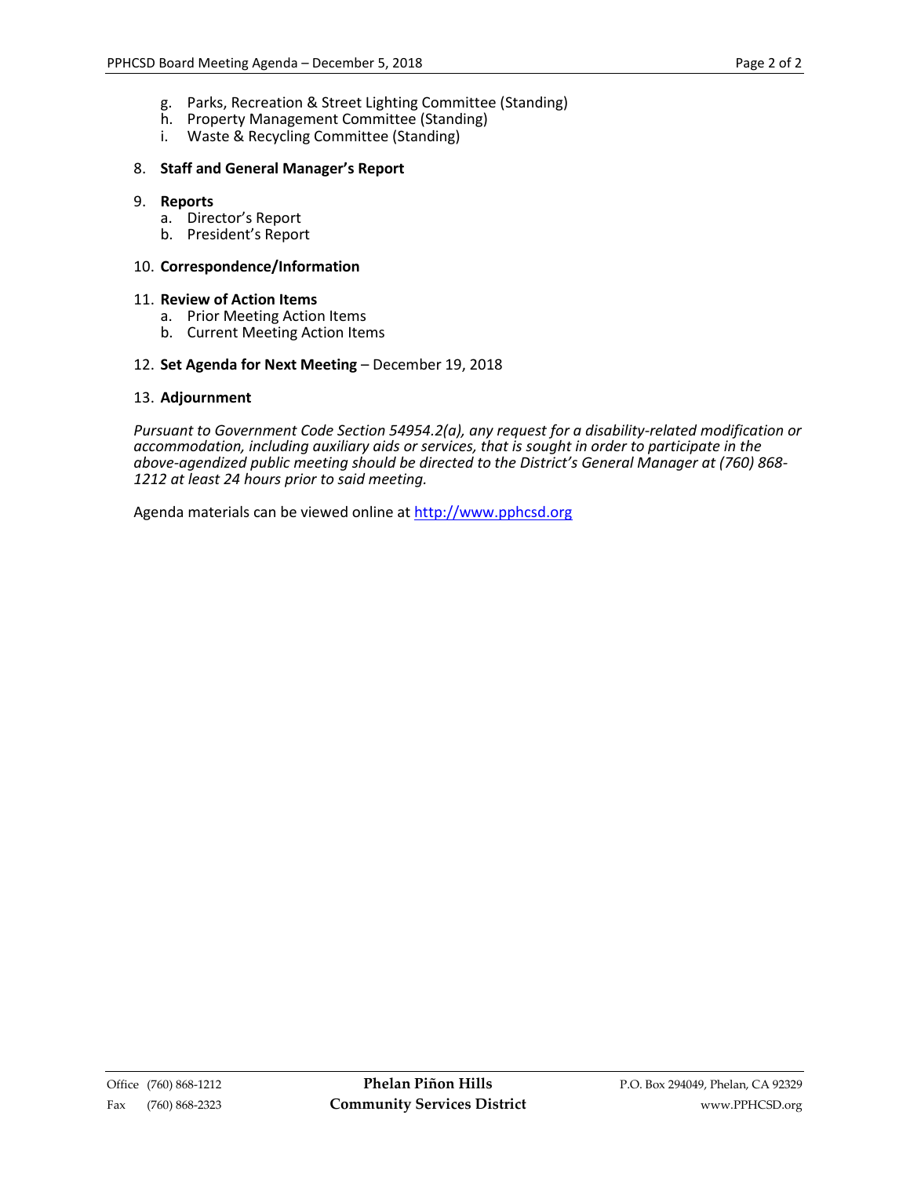g. Parks, Recreation & Street Lighting Committee (Standing)
h. Property Management Committee (Standing)
i. Waste & Recycling Committee (Standing)

8. **Staff and General Manager's Report**

9. **Reports**
   a. Director's Report
   b. President's Report

10. **Correspondence/Information**

11. **Review of Action Items**
    a. Prior Meeting Action Items
    b. Current Meeting Action Items

12. **Set Agenda for Next Meeting** – December 19, 2018

13. **Adjournment**

*Pursuant to Government Code Section 54954.2(a), any request for a disability-related modification or accommodation, including auxiliary aids or services, that is sought in order to participate in the above-agendized public meeting should be directed to the District's General Manager at (760) 868-1212 at least 24 hours prior to said meeting.*

Agenda materials can be viewed online at http://www.pphcsd.org

Office (760) 868-1212
Fax (760) 868-2323

**Phelan Piñon Hills**
**Community Services District**

P.O. Box 294049, Phelan, CA 92329
www.PPHCSD.org